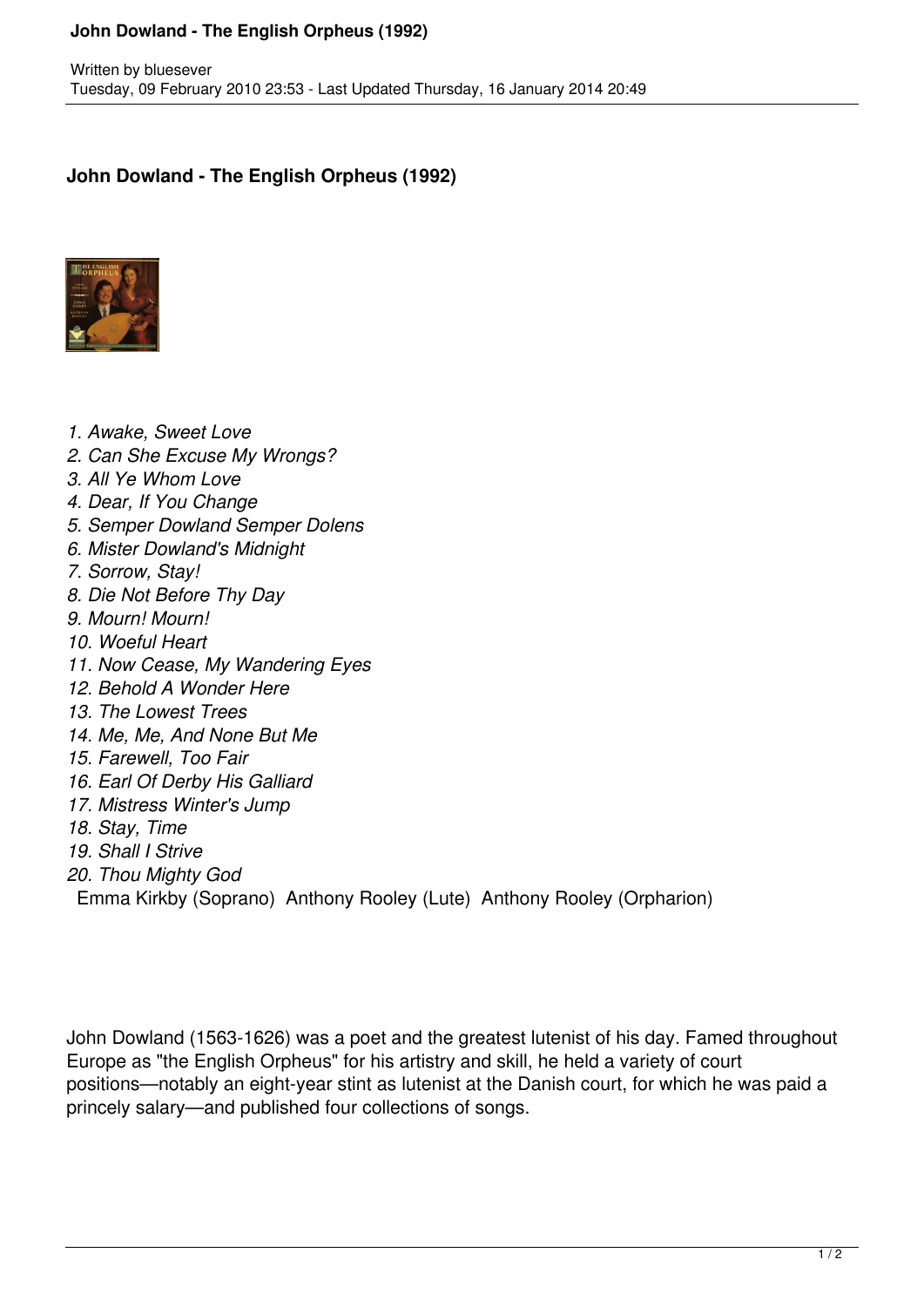# John Dowland - The English Orpheus (1992)

Written by bluesever
Tuesday, 09 February 2010 23:53 - Last Updated Thursday, 16 January 2014 20:49

## John Dowland - The English Orpheus (1992)

*1. Awake, Sweet Love*
*2. Can She Excuse My Wrongs?*
*3. All Ye Whom Love*
*4. Dear, If You Change*
*5. Semper Dowland Semper Dolens*
*6. Mister Dowland's Midnight*
*7. Sorrow, Stay!*
*8. Die Not Before Thy Day*
*9. Mourn! Mourn!*
*10. Woeful Heart*
*11. Now Cease, My Wandering Eyes*
*12. Behold A Wonder Here*
*13. The Lowest Trees*
*14. Me, Me, And None But Me*
*15. Farewell, Too Fair*
*16. Earl Of Derby His Galliard*
*17. Mistress Winter's Jump*
*18. Stay, Time*
*19. Shall I Strive*
*20. Thou Mighty God*

Emma Kirkby (Soprano) Anthony Rooley (Lute) Anthony Rooley (Orpharion)

John Dowland (1563-1626) was a poet and the greatest lutenist of his day. Famed throughout Europe as "the English Orpheus" for his artistry and skill, he held a variety of court positions—notably an eight-year stint as lutenist at the Danish court, for which he was paid a princely salary—and published four collections of songs.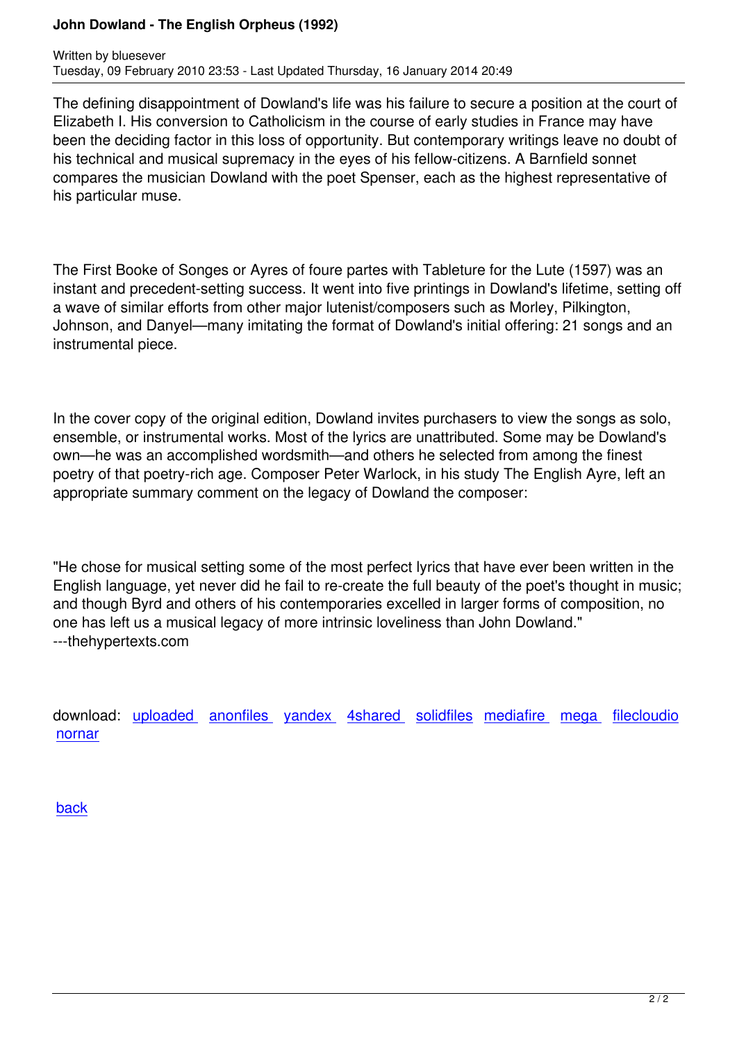The defining disappointment of Dowland's life was his failure to secure a position at the court of Elizabeth I. His conversion to Catholicism in the course of early studies in France may have been the deciding factor in this loss of opportunity. But contemporary writings leave no doubt of his technical and musical supremacy in the eyes of his fellow-citizens. A Barnfield sonnet compares the musician Dowland with the poet Spenser, each as the highest representative of his particular muse.

The First Booke of Songes or Ayres of foure partes with Tableture for the Lute (1597) was an instant and precedent-setting success. It went into five printings in Dowland's lifetime, setting off a wave of similar efforts from other major lutenist/composers such as Morley, Pilkington, Johnson, and Danyel—many imitating the format of Dowland's initial offering: 21 songs and an instrumental piece.

In the cover copy of the original edition, Dowland invites purchasers to view the songs as solo, ensemble, or instrumental works. Most of the lyrics are unattributed. Some may be Dowland's own—he was an accomplished wordsmith—and others he selected from among the finest poetry of that poetry-rich age. Composer Peter Warlock, in his study The English Ayre, left an appropriate summary comment on the legacy of Dowland the composer:

"He chose for musical setting some of the most perfect lyrics that have ever been written in the English language, yet never did he fail to re-create the full beauty of the poet's thought in music; and though Byrd and others of his contemporaries excelled in larger forms of composition, no one has left us a musical legacy of more intrinsic loveliness than John Dowland."
---thehypertexts.com

download: uploaded anonfiles yandex 4shared solidfiles mediafire mega filecloudio nornar

back